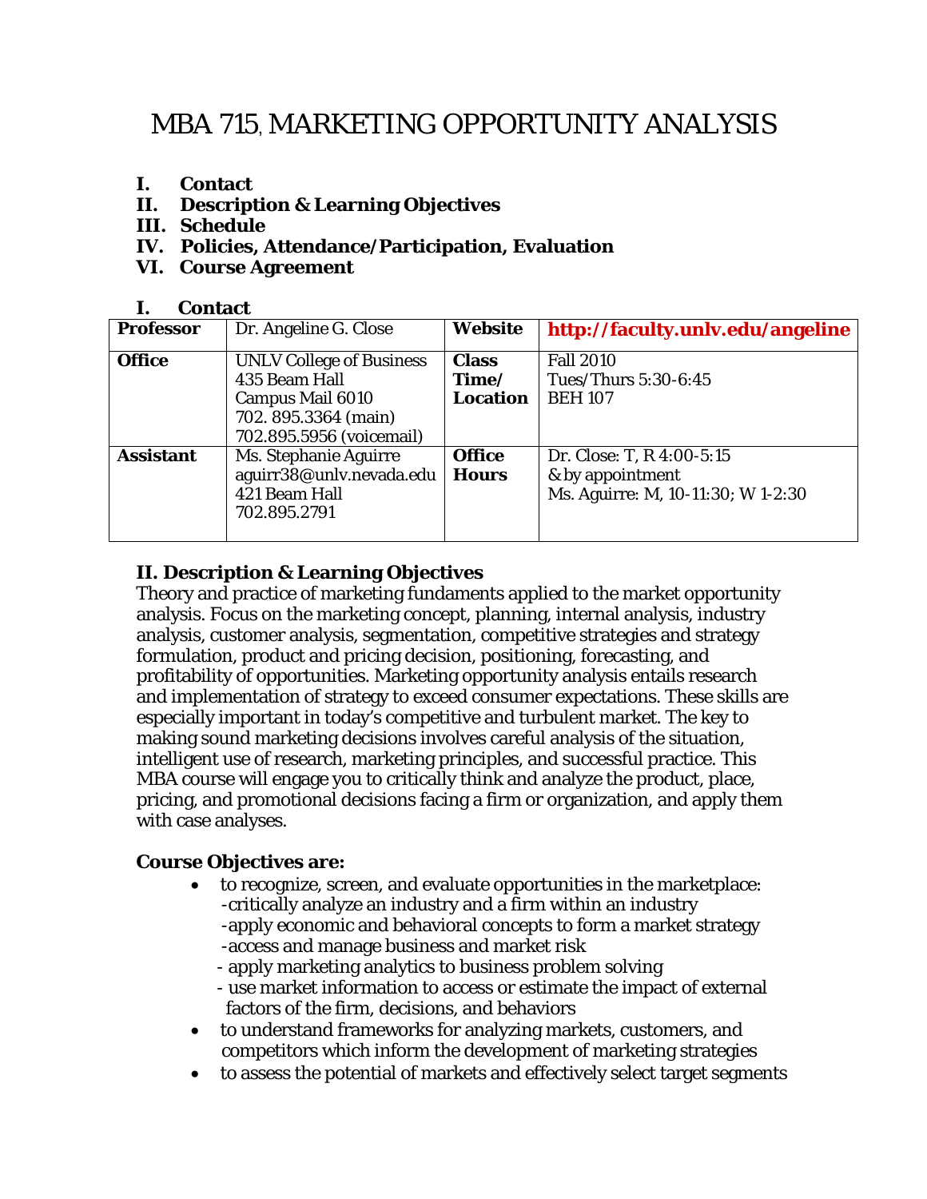# MBA 715, MARKETING OPPORTUNITY ANALYSIS

- **I. Contact**
- **II. Description & Learning Objectives**
- **III. Schedule**
- **IV. Policies, Attendance/Participation, Evaluation**
- **VI. Course Agreement**

## I. Contact

| **Professor** | Dr. Angeline G. Close | **Website** | **http://faculty.unlv.edu/angeline** |
|---|---|---|---|
| **Office** | UNLV College of Business<br>435 Beam Hall<br>Campus Mail 6010<br>702. 895.3364 (main)<br>702.895.5956 (voicemail) | **Class Time/ Location** | Fall 2010<br>Tues/Thurs 5:30-6:45<br>BEH 107 |
| **Assistant** | Ms. Stephanie Aguirre<br>aguirr38@unlv.nevada.edu<br>421 Beam Hall<br>702.895.2791 | **Office Hours** | Dr. Close: T, R 4:00-5:15<br>& by appointment<br>Ms. Aguirre: M, 10-11:30; W 1-2:30 |

## II. Description & Learning Objectives

Theory and practice of marketing fundaments applied to the market opportunity analysis. Focus on the marketing concept, planning, internal analysis, industry analysis, customer analysis, segmentation, competitive strategies and strategy formulation, product and pricing decision, positioning, forecasting, and profitability of opportunities. Marketing opportunity analysis entails research and implementation of strategy to exceed consumer expectations. These skills are especially important in today's competitive and turbulent market. The key to making sound marketing decisions involves careful analysis of the situation, intelligent use of research, marketing principles, and successful practice. This MBA course will engage you to critically think and analyze the product, place, pricing, and promotional decisions facing a firm or organization, and apply them with case analyses.

**Course Objectives are:**

- to recognize, screen, and evaluate opportunities in the marketplace:
  - -critically analyze an industry and a firm within an industry
  - -apply economic and behavioral concepts to form a market strategy
  - -access and manage business and market risk
  - - apply marketing analytics to business problem solving
  - - use market information to access or estimate the impact of external factors of the firm, decisions, and behaviors
- to understand frameworks for analyzing markets, customers, and competitors which inform the development of marketing strategies
- to assess the potential of markets and effectively select target segments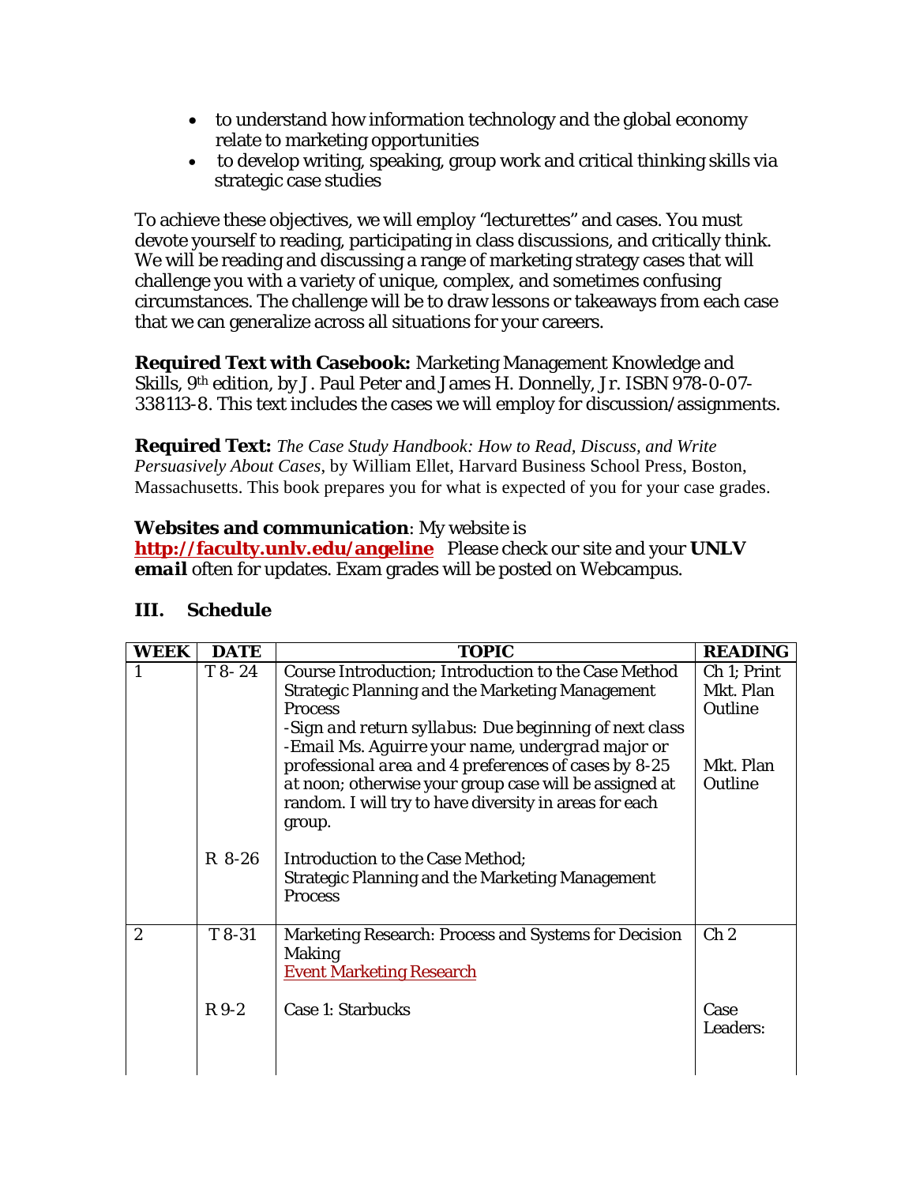- to understand how information technology and the global economy relate to marketing opportunities
- to develop writing, speaking, group work and critical thinking skills via strategic case studies

To achieve these objectives, we will employ "lecturettes" and cases. You must devote yourself to reading, participating in class discussions, and critically think. We will be reading and discussing a range of marketing strategy cases that will challenge you with a variety of unique, complex, and sometimes confusing circumstances. The challenge will be to draw lessons or takeaways from each case that we can generalize across all situations for your careers.

**Required Text with Casebook:** Marketing Management Knowledge and Skills, 9th edition, by J. Paul Peter and James H. Donnelly, Jr. ISBN 978-0-07-338113-8. This text includes the cases we will employ for discussion/assignments.

**Required Text:** *The Case Study Handbook: How to Read, Discuss, and Write Persuasively About Cases*, by William Ellet, Harvard Business School Press, Boston, Massachusetts. This book prepares you for what is expected of you for your case grades.

**Websites and communication**: My website is **http://faculty.unlv.edu/angeline** Please check our site and your ***UNLV email*** often for updates. Exam grades will be posted on Webcampus.

## III. Schedule

| WEEK | DATE | TOPIC | READING |
|---|---|---|---|
| 1 | T 8- 24 | Course Introduction; Introduction to the Case Method Strategic Planning and the Marketing Management Process<br>*-Sign and return syllabus: Due beginning of next class*<br>*-Email Ms. Aguirre your name, undergrad major or professional area and 4 preferences of cases by 8-25 at noon;* otherwise your group case will be assigned at random. I will try to have diversity in areas for each group. | Ch 1; Print Mkt. Plan Outline<br><br>Mkt. Plan Outline |
| | R 8-26 | Introduction to the Case Method;<br>Strategic Planning and the Marketing Management Process | |
| 2 | T 8-31 | Marketing Research: Process and Systems for Decision Making<br>Event Marketing Research | Ch 2 |
| | R 9-2 | Case 1: Starbucks | Case Leaders: |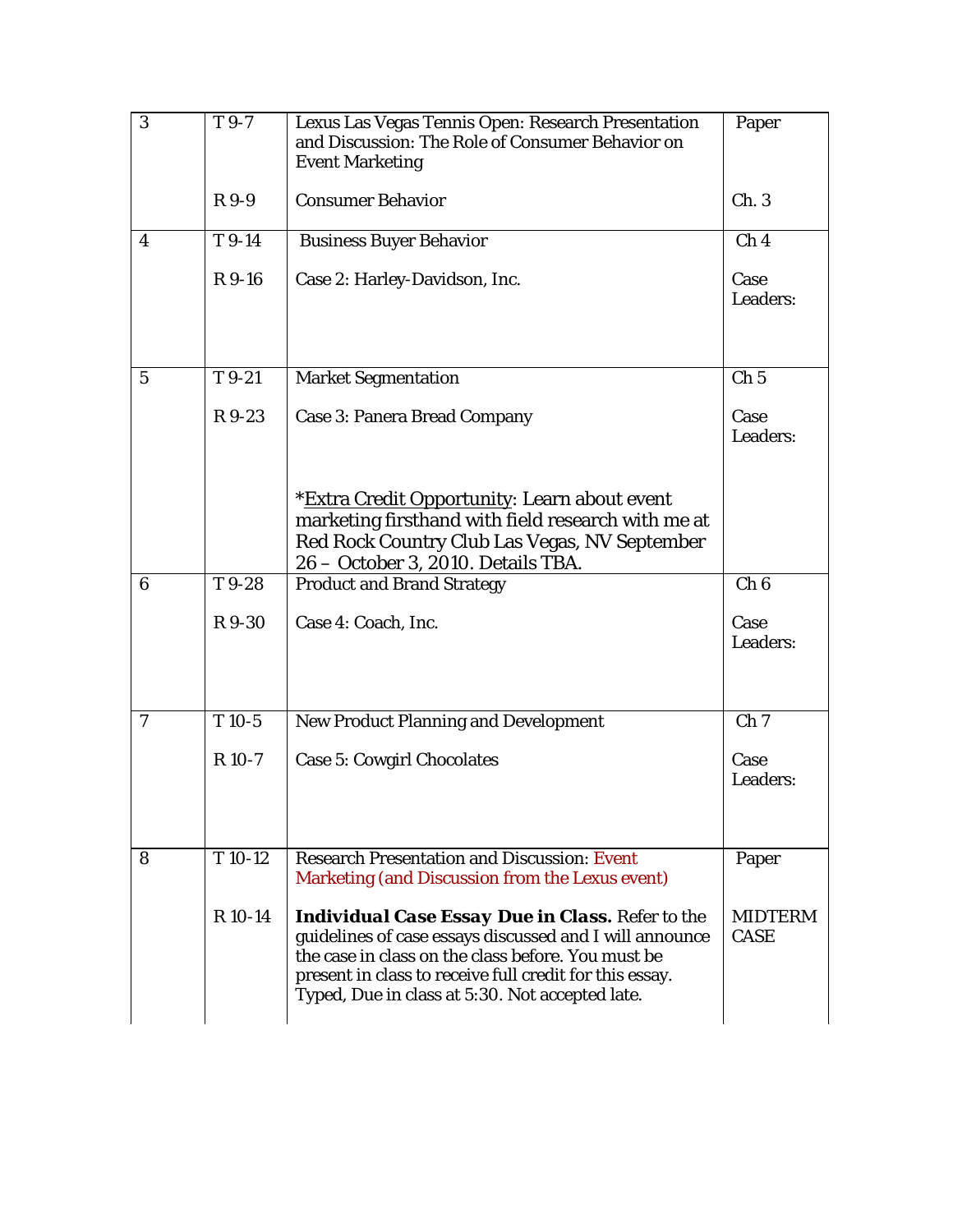| | | | |
|---|---|---|---|
| 3 | T 9-7 | Lexus Las Vegas Tennis Open: Research Presentation and Discussion: The Role of Consumer Behavior on Event Marketing | Paper |
| | R 9-9 | Consumer Behavior | Ch. 3 |
| 4 | T 9-14 | Business Buyer Behavior | Ch 4 |
| | R 9-16 | Case 2: Harley-Davidson, Inc. | Case Leaders: |
| 5 | T 9-21 | Market Segmentation | Ch 5 |
| | R 9-23 | Case 3: Panera Bread Company<br><br>*Extra Credit Opportunity: Learn about event marketing firsthand with field research with me at Red Rock Country Club Las Vegas, NV September 26 – October 3, 2010. Details TBA. | Case Leaders: |
| 6 | T 9-28 | Product and Brand Strategy | Ch 6 |
| | R 9-30 | Case 4: Coach, Inc. | Case Leaders: |
| 7 | T 10-5 | New Product Planning and Development | Ch 7 |
| | R 10-7 | Case 5: Cowgirl Chocolates | Case Leaders: |
| 8 | T 10-12 | Research Presentation and Discussion: Event Marketing (and Discussion from the Lexus event) | Paper |
| | R 10-14 | **Individual Case Essay Due in Class.** Refer to the guidelines of case essays discussed and I will announce the case in class on the class before. You must be present in class to receive full credit for this essay. Typed, Due in class at 5:30. Not accepted late. | MIDTERM CASE |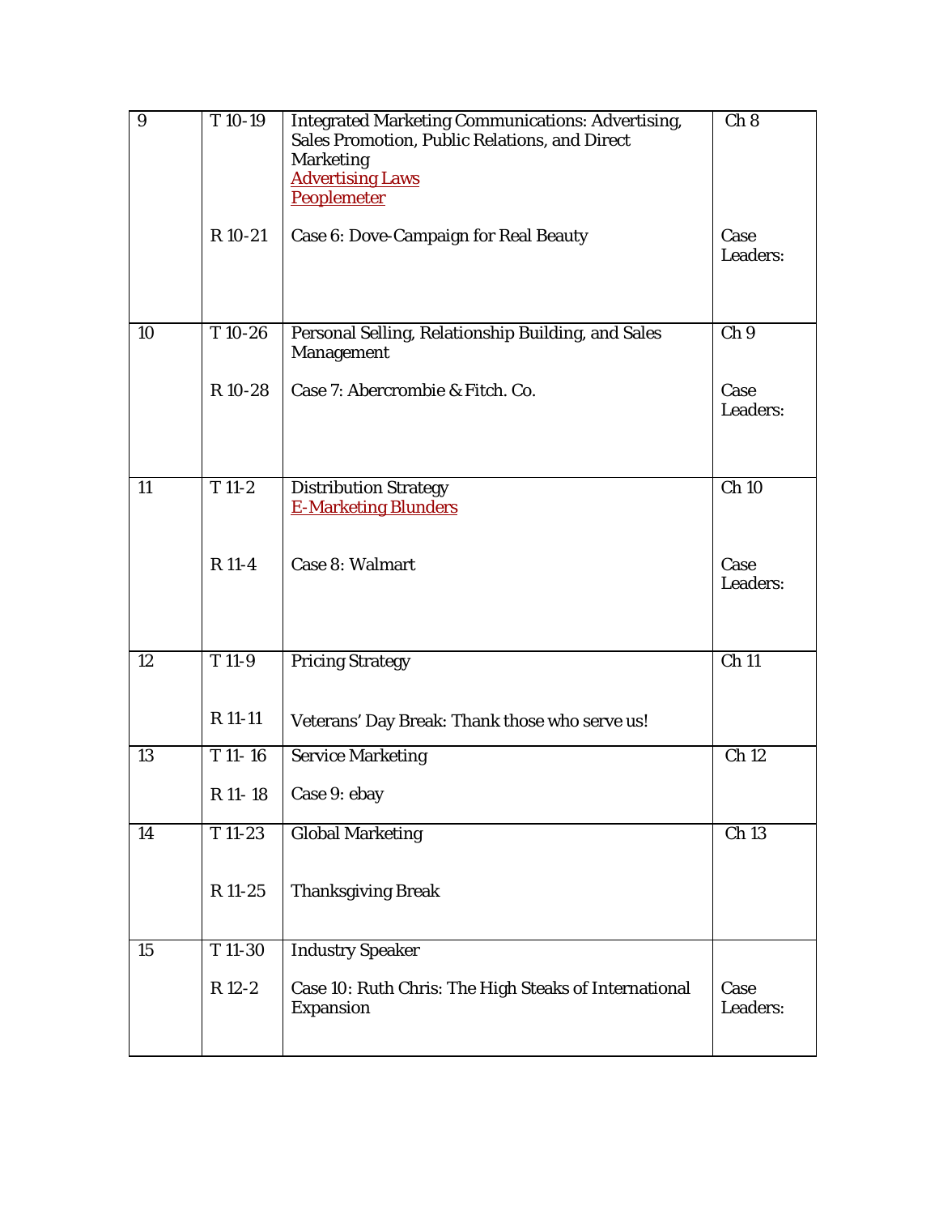| 9 | T 10-19 | Integrated Marketing Communications: Advertising, Sales Promotion, Public Relations, and Direct Marketing<br>Advertising Laws<br>Peoplemeter | Ch 8 |
|---|---|---|---|
| | R 10-21 | Case 6: Dove-Campaign for Real Beauty | Case Leaders: |
| 10 | T 10-26 | Personal Selling, Relationship Building, and Sales Management | Ch 9 |
| | R 10-28 | Case 7: Abercrombie & Fitch. Co. | Case Leaders: |
| 11 | T 11-2 | Distribution Strategy<br>E-Marketing Blunders | Ch 10 |
| | R 11-4 | Case 8: Walmart | Case Leaders: |
| 12 | T 11-9 | Pricing Strategy | Ch 11 |
| | R 11-11 | Veterans' Day Break: Thank those who serve us! | |
| 13 | T 11- 16 | Service Marketing | Ch 12 |
| | R 11- 18 | Case 9: ebay | |
| 14 | T 11-23 | Global Marketing | Ch 13 |
| | R 11-25 | Thanksgiving Break | |
| 15 | T 11-30 | Industry Speaker | |
| | R 12-2 | Case 10: Ruth Chris: The High Steaks of International Expansion | Case Leaders: |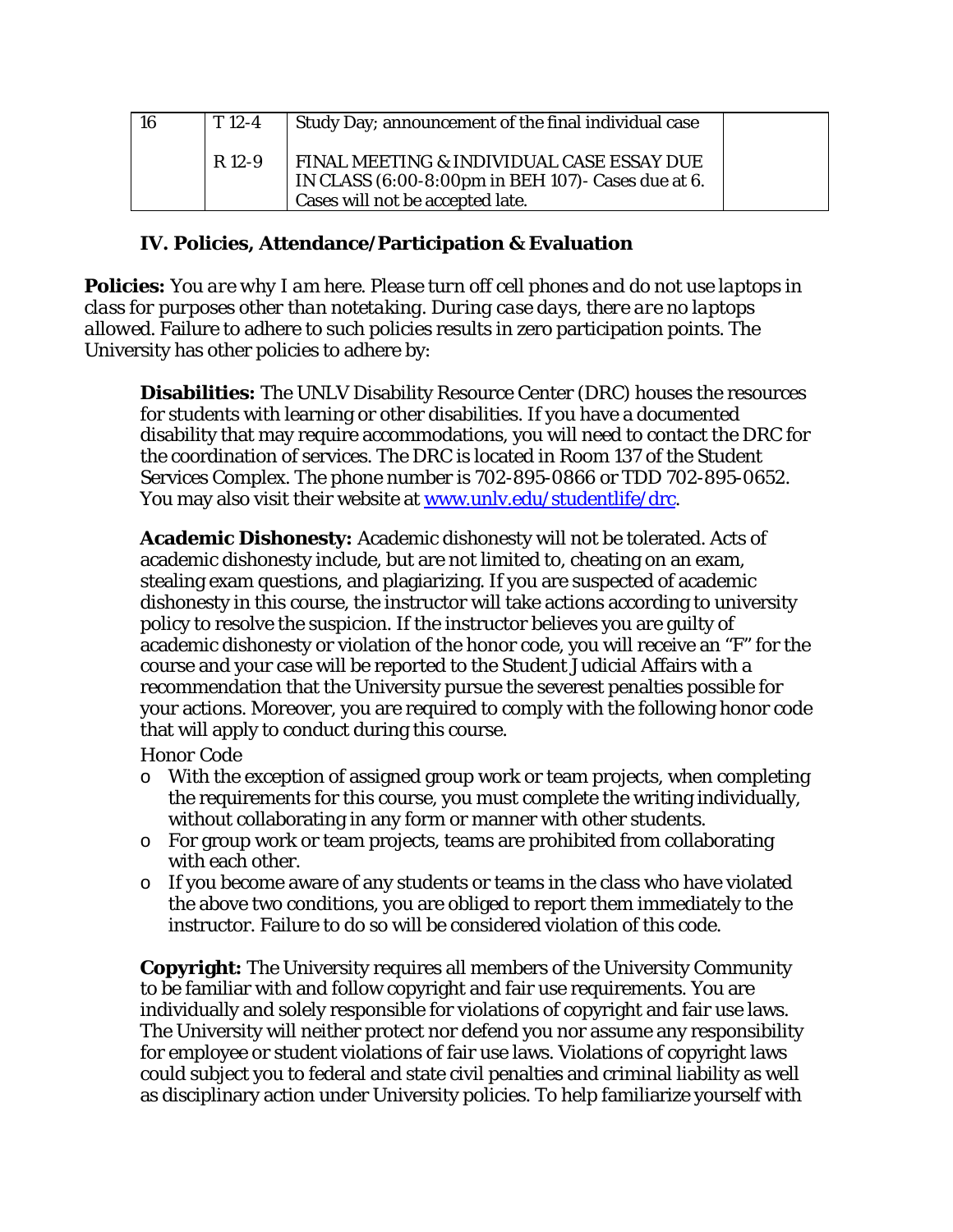| 16 | T 12-4 | Study Day; announcement of the final individual case | |
|---|---|---|---|
| | R 12-9 | FINAL MEETING & INDIVIDUAL CASE ESSAY DUE IN CLASS (6:00-8:00pm in BEH 107)- Cases due at 6. Cases will not be accepted late. | |

### IV. Policies, Attendance/Participation & Evaluation

**Policies:** *You are why I am here. Please turn off cell phones and do not use laptops in class for purposes other than notetaking. During case days, there are no laptops allowed.* Failure to adhere to such policies results in zero participation points. The University has other policies to adhere by:

**Disabilities:** The UNLV Disability Resource Center (DRC) houses the resources for students with learning or other disabilities. If you have a documented disability that may require accommodations, you will need to contact the DRC for the coordination of services. The DRC is located in Room 137 of the Student Services Complex. The phone number is 702-895-0866 or TDD 702-895-0652. You may also visit their website at [www.unlv.edu/studentlife/drc](www.unlv.edu/studentlife/drc).

**Academic Dishonesty:** Academic dishonesty will not be tolerated. Acts of academic dishonesty include, but are not limited to, cheating on an exam, stealing exam questions, and plagiarizing. If you are suspected of academic dishonesty in this course, the instructor will take actions according to university policy to resolve the suspicion. If the instructor believes you are guilty of academic dishonesty or violation of the honor code, you will receive an "F" for the course and your case will be reported to the Student Judicial Affairs with a recommendation that the University pursue the severest penalties possible for your actions. Moreover, you are required to comply with the following honor code that will apply to conduct during this course.

Honor Code

- With the exception of assigned group work or team projects, when completing the requirements for this course, you must complete the writing individually, without collaborating in any form or manner with other students.
- For group work or team projects, teams are prohibited from collaborating with each other.
- If you become aware of any students or teams in the class who have violated the above two conditions, you are obliged to report them immediately to the instructor. Failure to do so will be considered violation of this code.

**Copyright:** The University requires all members of the University Community to be familiar with and follow copyright and fair use requirements. You are individually and solely responsible for violations of copyright and fair use laws. The University will neither protect nor defend you nor assume any responsibility for employee or student violations of fair use laws. Violations of copyright laws could subject you to federal and state civil penalties and criminal liability as well as disciplinary action under University policies. To help familiarize yourself with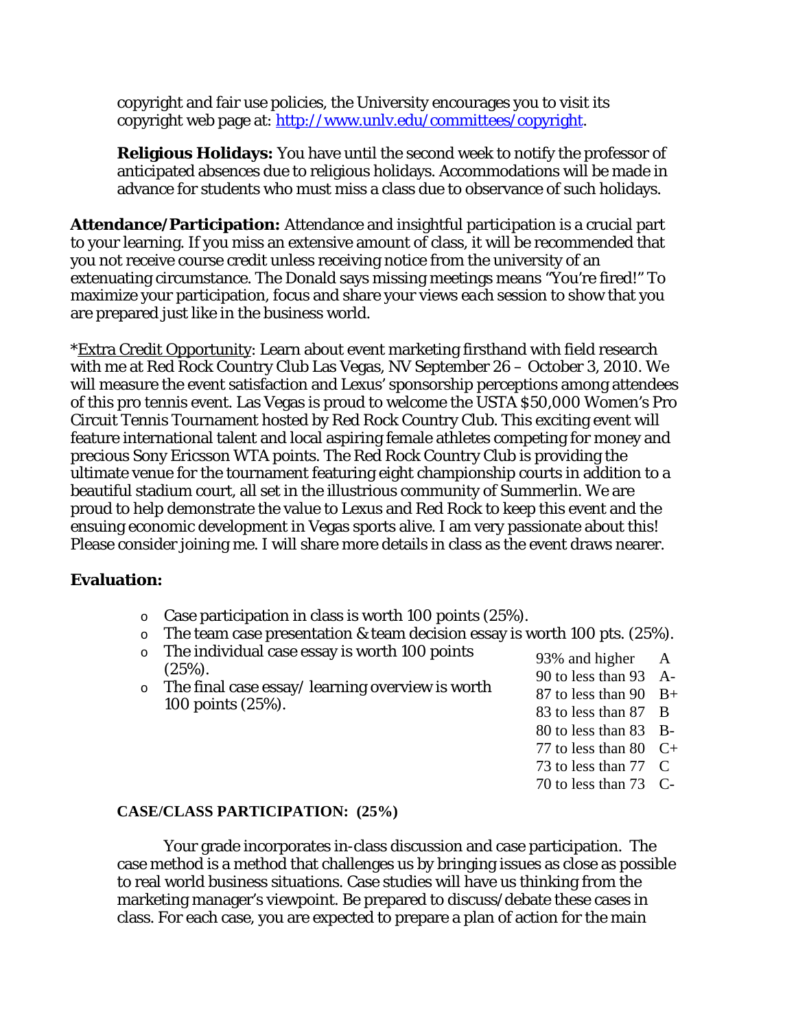copyright and fair use policies, the University encourages you to visit its copyright web page at: [http://www.unlv.edu/committees/copyright](http://www.unlv.edu/committees/copyright).

**Religious Holidays:** You have until the second week to notify the professor of anticipated absences due to religious holidays. Accommodations will be made in advance for students who must miss a class due to observance of such holidays.

**Attendance/Participation:** Attendance and insightful participation is a crucial part to your learning. If you miss an extensive amount of class, it will be recommended that you not receive course credit unless receiving notice from the university of an extenuating circumstance. The Donald says missing meetings means "You're fired!" To maximize your participation, focus and share your views each session to show that you are prepared just like in the business world.

*Extra Credit Opportunity: Learn about event marketing firsthand with field research with me at Red Rock Country Club Las Vegas, NV September 26 – October 3, 2010. We will measure the event satisfaction and Lexus' sponsorship perceptions among attendees of this pro tennis event. Las Vegas is proud to welcome the USTA $50,000 Women's Pro Circuit Tennis Tournament hosted by Red Rock Country Club. This exciting event will feature international talent and local aspiring female athletes competing for money and precious Sony Ericsson WTA points. The Red Rock Country Club is providing the ultimate venue for the tournament featuring eight championship courts in addition to a beautiful stadium court, all set in the illustrious community of Summerlin. We are proud to help demonstrate the value to Lexus and Red Rock to keep this event and the ensuing economic development in Vegas sports alive. I am very passionate about this! Please consider joining me. I will share more details in class as the event draws nearer.

## Evaluation:

- Case participation in class is worth 100 points (25%).
- The team case presentation & team decision essay is worth 100 pts. (25%).
- The individual case essay is worth 100 points (25%).
- The final case essay/ learning overview is worth 100 points (25%).

| | |
|---|---|
| 93% and higher | A |
| 90 to less than 93 | A- |
| 87 to less than 90 | B+ |
| 83 to less than 87 | B |
| 80 to less than 83 | B- |
| 77 to less than 80 | C+ |
| 73 to less than 77 | C |
| 70 to less than 73 | C- |

**CASE/CLASS PARTICIPATION: (25%)**

Your grade incorporates in-class discussion and case participation. The case method is a method that challenges us by bringing issues as close as possible to real world business situations. Case studies will have us thinking from the marketing manager's viewpoint. Be prepared to discuss/debate these cases in class. For each case, you are expected to prepare a plan of action for the main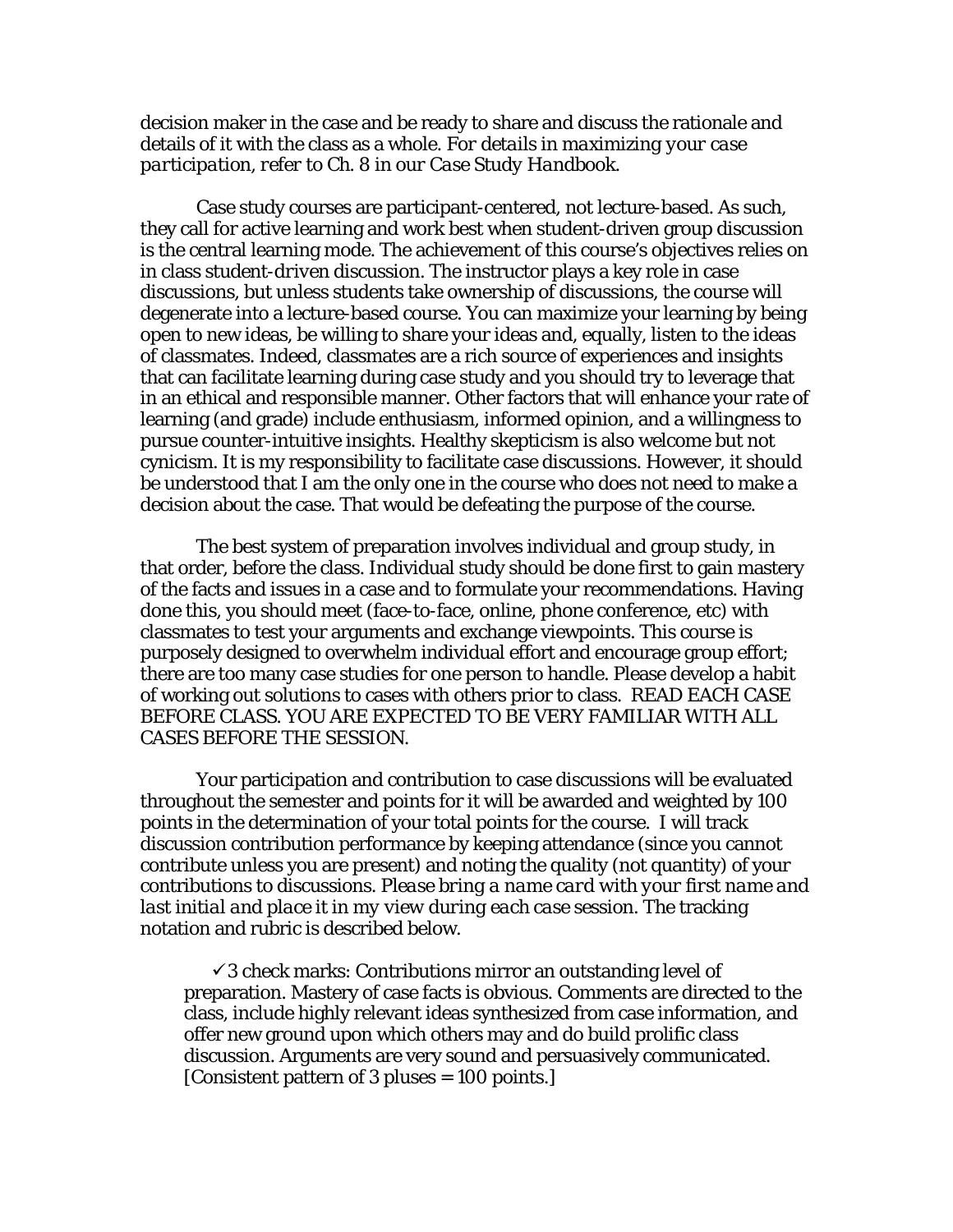decision maker in the case and be ready to share and discuss the rationale and details of it with the class as a whole. *For details in maximizing your case participation, refer to Ch. 8 in our Case Study Handbook.*

Case study courses are participant-centered, not lecture-based. As such, they call for active learning and work best when student-driven group discussion is the central learning mode. The achievement of this course's objectives relies on in class student-driven discussion. The instructor plays a key role in case discussions, but unless students take ownership of discussions, the course will degenerate into a lecture-based course. You can maximize your learning by being open to new ideas, be willing to share your ideas and, equally, listen to the ideas of classmates. Indeed, classmates are a rich source of experiences and insights that can facilitate learning during case study and you should try to leverage that in an ethical and responsible manner. Other factors that will enhance your rate of learning (and grade) include enthusiasm, informed opinion, and a willingness to pursue counter-intuitive insights. Healthy skepticism is also welcome but not cynicism. It is my responsibility to facilitate case discussions. However, it should be understood that I am the only one in the course who does not need to make a decision about the case. That would be defeating the purpose of the course.

The best system of preparation involves individual and group study, in that order, before the class. Individual study should be done first to gain mastery of the facts and issues in a case and to formulate your recommendations. Having done this, you should meet (face-to-face, online, phone conference, etc) with classmates to test your arguments and exchange viewpoints. This course is purposely designed to overwhelm individual effort and encourage group effort; there are too many case studies for one person to handle. Please develop a habit of working out solutions to cases with others prior to class. READ EACH CASE BEFORE CLASS. YOU ARE EXPECTED TO BE VERY FAMILIAR WITH ALL CASES BEFORE THE SESSION.

Your participation and contribution to case discussions will be evaluated throughout the semester and points for it will be awarded and weighted by 100 points in the determination of your total points for the course. I will track discussion contribution performance by keeping attendance (since you cannot contribute unless you are present) and noting the quality (not quantity) of your contributions to discussions. *Please bring a name card with your first name and last initial and place it in my view during each case session.* The tracking notation and rubric is described below.

- ✓3 check marks: Contributions mirror an outstanding level of preparation. Mastery of case facts is obvious. Comments are directed to the class, include highly relevant ideas synthesized from case information, and offer new ground upon which others may and do build prolific class discussion. Arguments are very sound and persuasively communicated. [Consistent pattern of 3 pluses = 100 points.]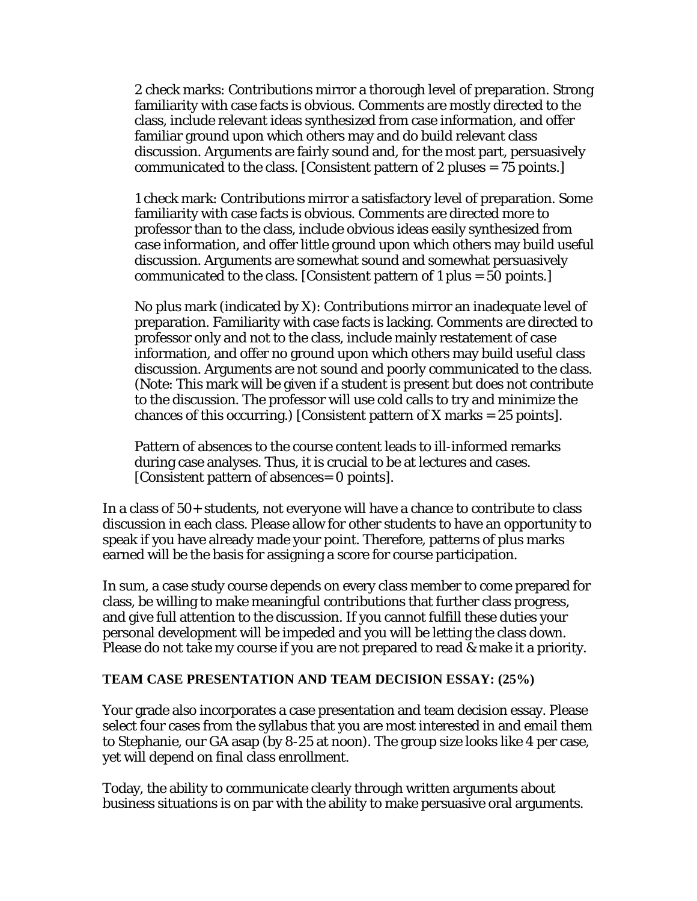2 check marks: Contributions mirror a thorough level of preparation. Strong familiarity with case facts is obvious. Comments are mostly directed to the class, include relevant ideas synthesized from case information, and offer familiar ground upon which others may and do build relevant class discussion. Arguments are fairly sound and, for the most part, persuasively communicated to the class. [Consistent pattern of 2 pluses = 75 points.]

1 check mark: Contributions mirror a satisfactory level of preparation. Some familiarity with case facts is obvious. Comments are directed more to professor than to the class, include obvious ideas easily synthesized from case information, and offer little ground upon which others may build useful discussion. Arguments are somewhat sound and somewhat persuasively communicated to the class. [Consistent pattern of 1 plus = 50 points.]

No plus mark (indicated by X): Contributions mirror an inadequate level of preparation. Familiarity with case facts is lacking. Comments are directed to professor only and not to the class, include mainly restatement of case information, and offer no ground upon which others may build useful class discussion. Arguments are not sound and poorly communicated to the class. (Note: This mark will be given if a student is present but does not contribute to the discussion. The professor will use cold calls to try and minimize the chances of this occurring.) [Consistent pattern of X marks = 25 points].

Pattern of absences to the course content leads to ill-informed remarks during case analyses. Thus, it is crucial to be at lectures and cases. [Consistent pattern of absences= 0 points].

In a class of 50+ students, not everyone will have a chance to contribute to class discussion in each class. Please allow for other students to have an opportunity to speak if you have already made your point. Therefore, patterns of plus marks earned will be the basis for assigning a score for course participation.

In sum, a case study course depends on every class member to come prepared for class, be willing to make meaningful contributions that further class progress, and give full attention to the discussion. If you cannot fulfill these duties your personal development will be impeded and you will be letting the class down. Please do not take my course if you are not prepared to read & make it a priority.

**TEAM CASE PRESENTATION AND TEAM DECISION ESSAY: (25%)**

Your grade also incorporates a case presentation and team decision essay. Please select four cases from the syllabus that you are most interested in and email them to Stephanie, our GA asap (by 8-25 at noon). The group size looks like 4 per case, yet will depend on final class enrollment.

Today, the ability to communicate clearly through written arguments about business situations is on par with the ability to make persuasive oral arguments.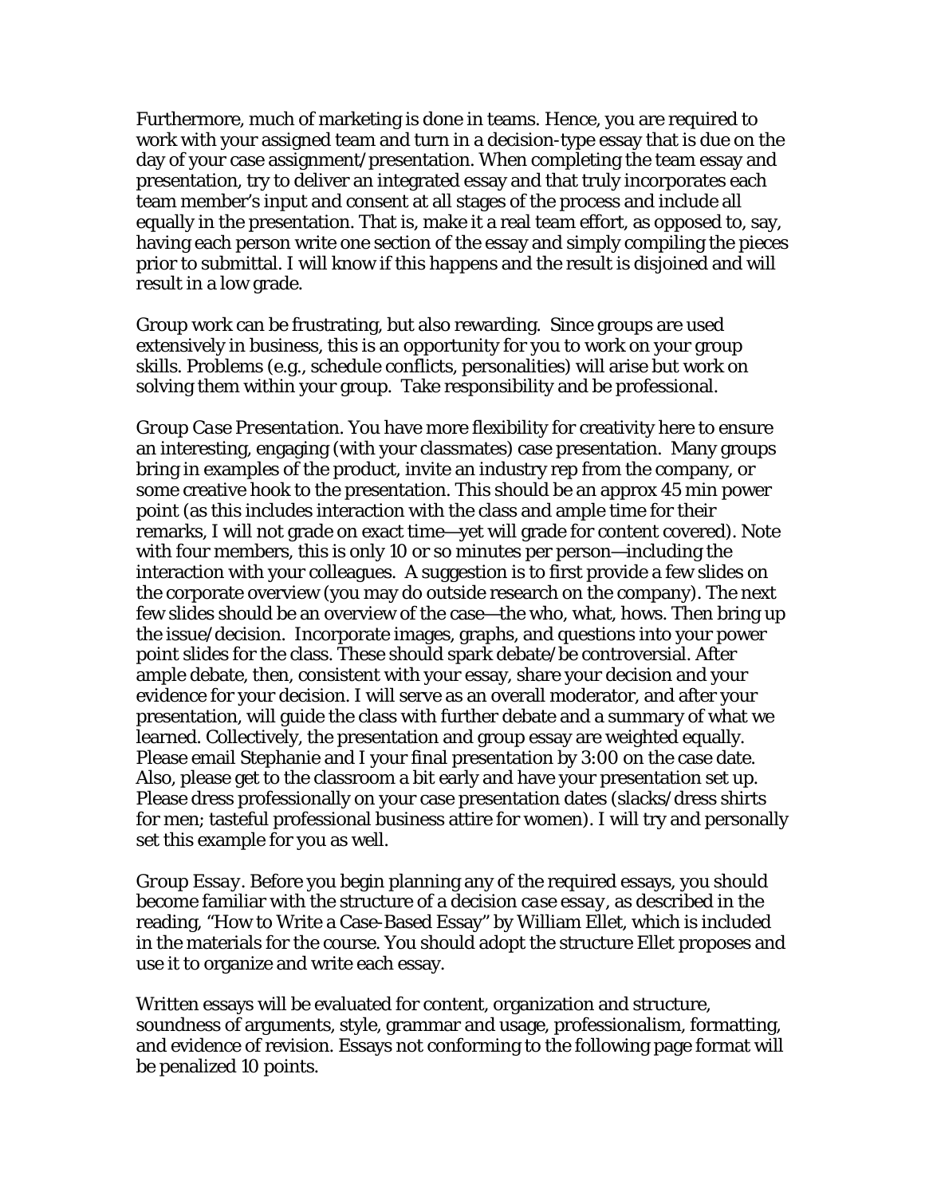Furthermore, much of marketing is done in teams. Hence, you are required to work with your assigned team and turn in a decision-type essay that is due on the day of your case assignment/presentation. When completing the team essay and presentation, try to deliver an integrated essay and that truly incorporates each team member's input and consent at all stages of the process and include all equally in the presentation. That is, make it a real team effort, as opposed to, say, having each person write one section of the essay and simply compiling the pieces prior to submittal. I will know if this happens and the result is disjoined and will result in a low grade.

Group work can be frustrating, but also rewarding. Since groups are used extensively in business, this is an opportunity for you to work on your group skills. Problems (e.g., schedule conflicts, personalities) will arise but work on solving them within your group. Take responsibility and be professional.

*Group Case Presentation*. You have more flexibility for creativity here to ensure an interesting, engaging (with your classmates) case presentation. Many groups bring in examples of the product, invite an industry rep from the company, or some creative hook to the presentation. This should be an approx 45 min power point (as this includes interaction with the class and ample time for their remarks, I will not grade on exact time—yet will grade for content covered). Note with four members, this is only 10 or so minutes per person—including the interaction with your colleagues. A suggestion is to first provide a few slides on the corporate overview (you may do outside research on the company). The next few slides should be an overview of the case—the who, what, hows. Then bring up the issue/decision. Incorporate images, graphs, and questions into your power point slides for the class. These should spark debate/be controversial. After ample debate, then, consistent with your essay, share your decision and your evidence for your decision. I will serve as an overall moderator, and after your presentation, will guide the class with further debate and a summary of what we learned. Collectively, the presentation and group essay are weighted equally. Please email Stephanie and I your final presentation by 3:00 on the case date. Also, please get to the classroom a bit early and have your presentation set up. Please dress professionally on your case presentation dates (slacks/dress shirts for men; tasteful professional business attire for women). I will try and personally set this example for you as well.

*Group Essay*. Before you begin planning any of the required essays, you should become familiar with the structure of a *decision case essay*, as described in the reading, "How to Write a Case-Based Essay" by William Ellet, which is included in the materials for the course. You should adopt the structure Ellet proposes and use it to organize and write each essay.

Written essays will be evaluated for content, organization and structure, soundness of arguments, style, grammar and usage, professionalism, formatting, and evidence of revision. Essays not conforming to the following page format will be penalized 10 points.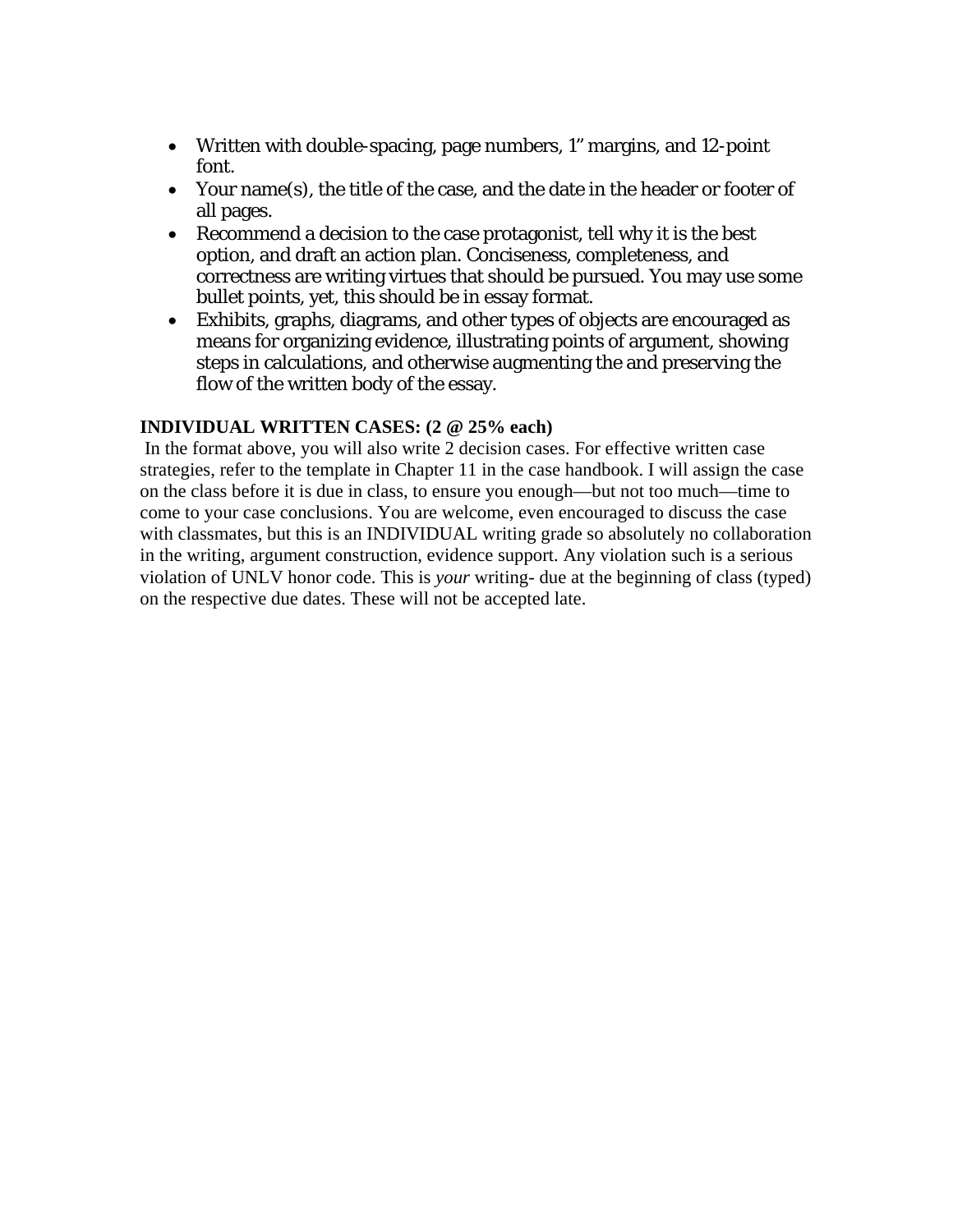- Written with double-spacing, page numbers, 1" margins, and 12-point font.
- Your name(s), the title of the case, and the date in the header or footer of all pages.
- Recommend a decision to the case protagonist, tell why it is the best option, and draft an action plan. Conciseness, completeness, and correctness are writing virtues that should be pursued. You may use some bullet points, yet, this should be in essay format.
- Exhibits, graphs, diagrams, and other types of objects are encouraged as means for organizing evidence, illustrating points of argument, showing steps in calculations, and otherwise augmenting the and preserving the flow of the written body of the essay.

**INDIVIDUAL WRITTEN CASES: (2 @ 25% each)**

In the format above, you will also write 2 decision cases. For effective written case strategies, refer to the template in Chapter 11 in the case handbook. I will assign the case on the class before it is due in class, to ensure you enough—but not too much—time to come to your case conclusions. You are welcome, even encouraged to discuss the case with classmates, but this is an INDIVIDUAL writing grade so absolutely no collaboration in the writing, argument construction, evidence support. Any violation such is a serious violation of UNLV honor code. This is *your* writing- due at the beginning of class (typed) on the respective due dates. These will not be accepted late.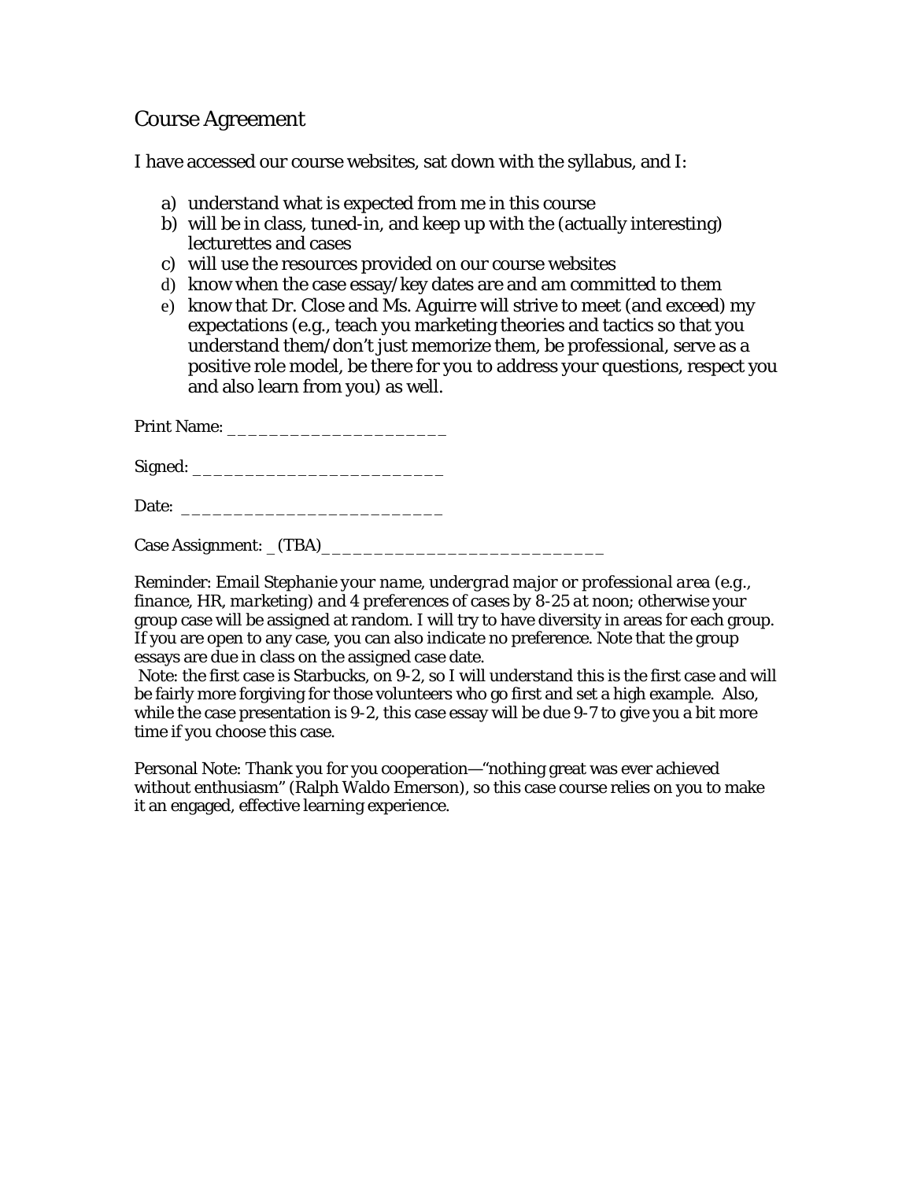## Course Agreement

I have accessed our course websites, sat down with the syllabus, and I:

a) understand what is expected from me in this course
b) will be in class, tuned-in, and keep up with the (actually interesting) lecturettes and cases
c) will use the resources provided on our course websites
d) know when the case essay/key dates are and am committed to them
e) know that Dr. Close and Ms. Aguirre will strive to meet (and exceed) my expectations (e.g., teach you marketing theories and tactics so that you understand them/don't just memorize them, be professional, serve as a positive role model, be there for you to address your questions, respect you and also learn from you) as well.

Print Name: _____________________

Signed: ________________________

Date: _________________________

Case Assignment: _(TBA)____________________________

Reminder: *Email Stephanie your name, undergrad major or professional area (e.g., finance, HR, marketing) and 4 preferences of cases by 8-25 at noon*; otherwise your group case will be assigned at random. I will try to have diversity in areas for each group. If you are open to any case, you can also indicate no preference. Note that the group essays are due in class on the assigned case date.

Note: the first case is Starbucks, on 9-2, so I will understand this is the first case and will be fairly more forgiving for those volunteers who go first and set a high example. Also, while the case presentation is 9-2, this case essay will be due 9-7 to give you a bit more time if you choose this case.

Personal Note: Thank you for you cooperation—"nothing great was ever achieved without enthusiasm" (Ralph Waldo Emerson), so this case course relies on you to make it an engaged, effective learning experience.